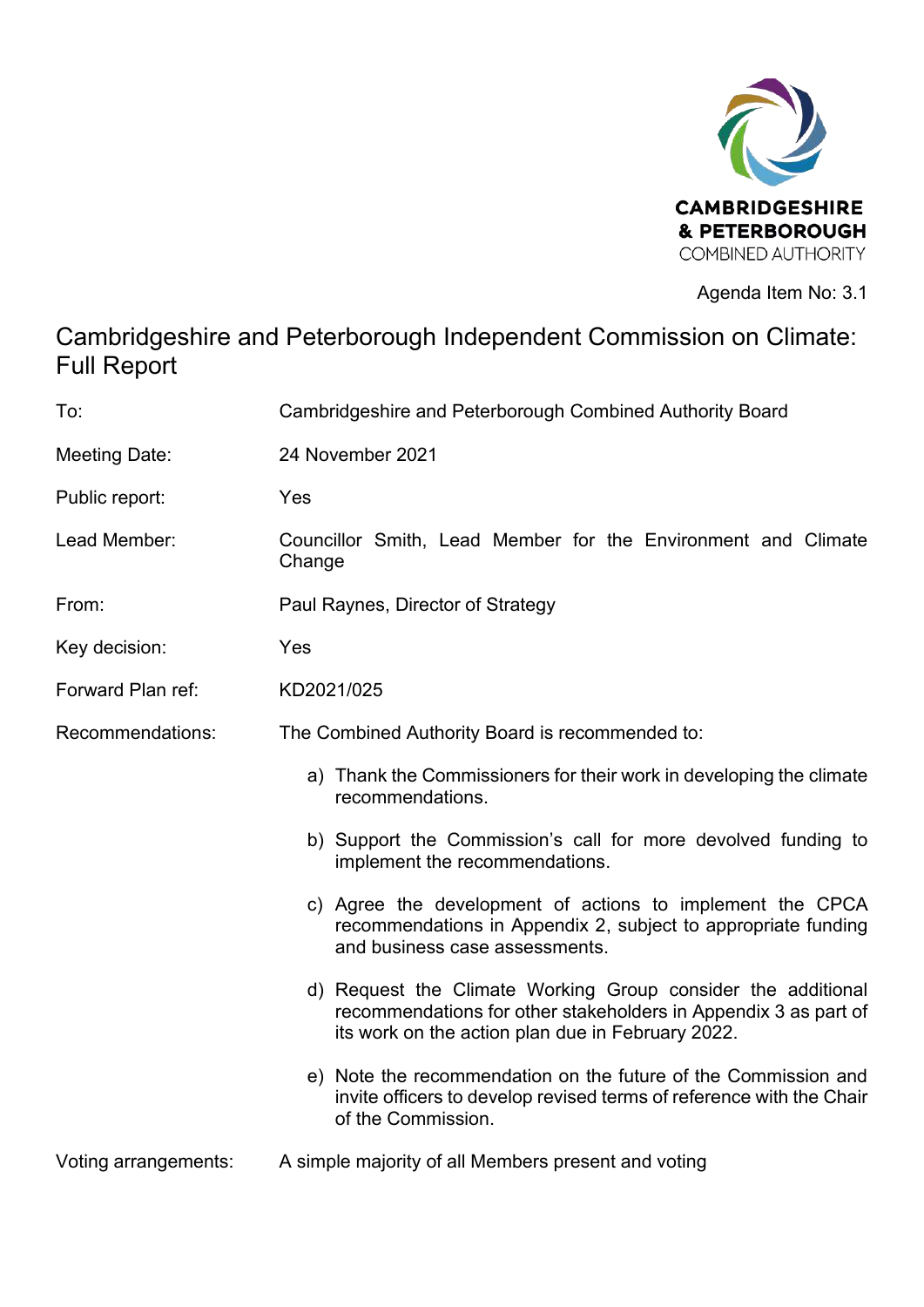CAMBRIDGESHIRE & PETERBOROUGH COMBINED AUTHORITY

Agenda Item No: 3.1

# Cambridgeshire and Peterborough Independent Commission on Climate: Full Report

| | |
|---|---|
| To: | Cambridgeshire and Peterborough Combined Authority Board |
| Meeting Date: | 24 November 2021 |
| Public report: | Yes |
| Lead Member: | Councillor Smith, Lead Member for the Environment and Climate Change |
| From: | Paul Raynes, Director of Strategy |
| Key decision: | Yes |
| Forward Plan ref: | KD2021/025 |
| Recommendations: | The Combined Authority Board is recommended to: |

a) Thank the Commissioners for their work in developing the climate recommendations.

b) Support the Commission's call for more devolved funding to implement the recommendations.

c) Agree the development of actions to implement the CPCA recommendations in Appendix 2, subject to appropriate funding and business case assessments.

d) Request the Climate Working Group consider the additional recommendations for other stakeholders in Appendix 3 as part of its work on the action plan due in February 2022.

e) Note the recommendation on the future of the Commission and invite officers to develop revised terms of reference with the Chair of the Commission.

| | |
|---|---|
| Voting arrangements: | A simple majority of all Members present and voting |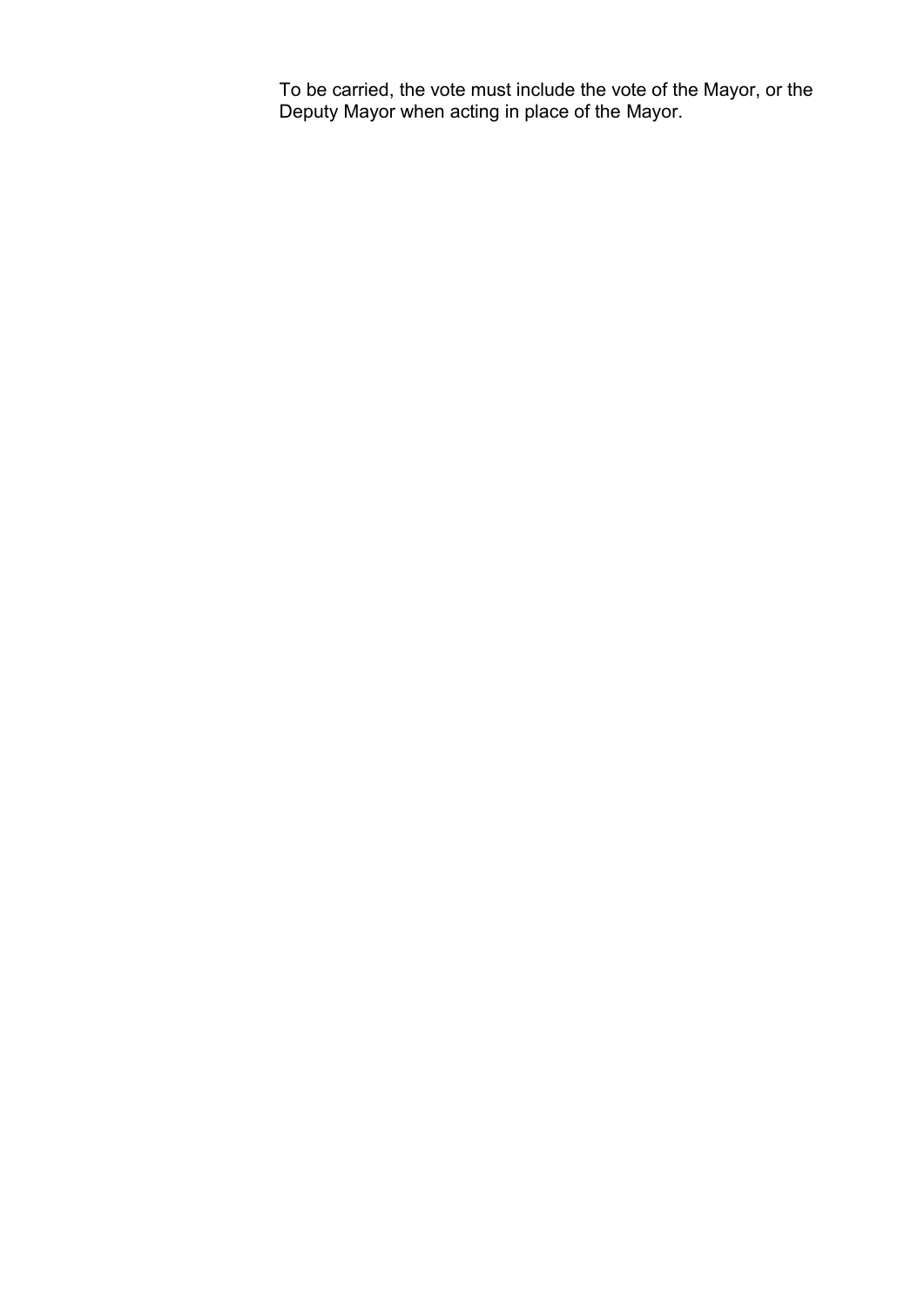To be carried, the vote must include the vote of the Mayor, or the Deputy Mayor when acting in place of the Mayor.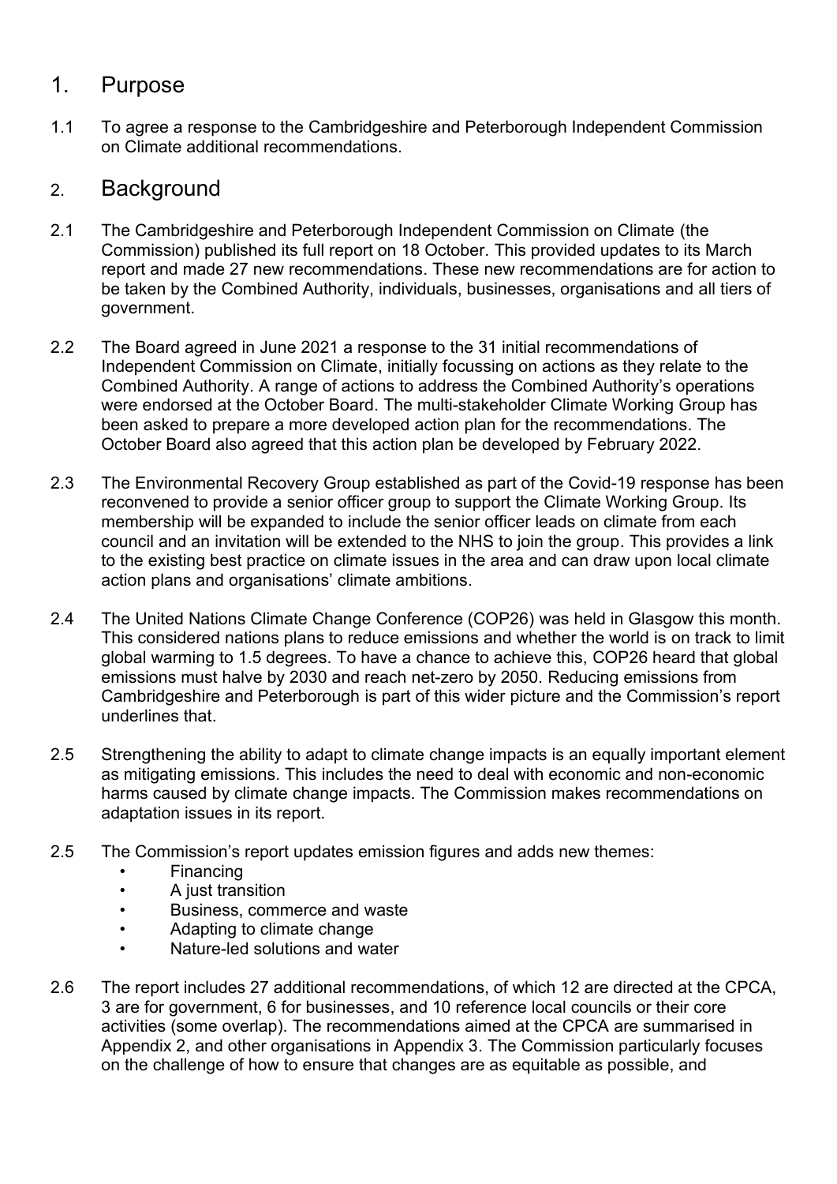## 1. Purpose

1.1 To agree a response to the Cambridgeshire and Peterborough Independent Commission on Climate additional recommendations.

## 2. Background

2.1 The Cambridgeshire and Peterborough Independent Commission on Climate (the Commission) published its full report on 18 October. This provided updates to its March report and made 27 new recommendations. These new recommendations are for action to be taken by the Combined Authority, individuals, businesses, organisations and all tiers of government.

2.2 The Board agreed in June 2021 a response to the 31 initial recommendations of Independent Commission on Climate, initially focussing on actions as they relate to the Combined Authority. A range of actions to address the Combined Authority's operations were endorsed at the October Board. The multi-stakeholder Climate Working Group has been asked to prepare a more developed action plan for the recommendations. The October Board also agreed that this action plan be developed by February 2022.

2.3 The Environmental Recovery Group established as part of the Covid-19 response has been reconvened to provide a senior officer group to support the Climate Working Group. Its membership will be expanded to include the senior officer leads on climate from each council and an invitation will be extended to the NHS to join the group. This provides a link to the existing best practice on climate issues in the area and can draw upon local climate action plans and organisations' climate ambitions.

2.4 The United Nations Climate Change Conference (COP26) was held in Glasgow this month. This considered nations plans to reduce emissions and whether the world is on track to limit global warming to 1.5 degrees. To have a chance to achieve this, COP26 heard that global emissions must halve by 2030 and reach net-zero by 2050. Reducing emissions from Cambridgeshire and Peterborough is part of this wider picture and the Commission's report underlines that.

2.5 Strengthening the ability to adapt to climate change impacts is an equally important element as mitigating emissions. This includes the need to deal with economic and non-economic harms caused by climate change impacts. The Commission makes recommendations on adaptation issues in its report.

2.5 The Commission's report updates emission figures and adds new themes:

- Financing
- A just transition
- Business, commerce and waste
- Adapting to climate change
- Nature-led solutions and water

2.6 The report includes 27 additional recommendations, of which 12 are directed at the CPCA, 3 are for government, 6 for businesses, and 10 reference local councils or their core activities (some overlap). The recommendations aimed at the CPCA are summarised in Appendix 2, and other organisations in Appendix 3. The Commission particularly focuses on the challenge of how to ensure that changes are as equitable as possible, and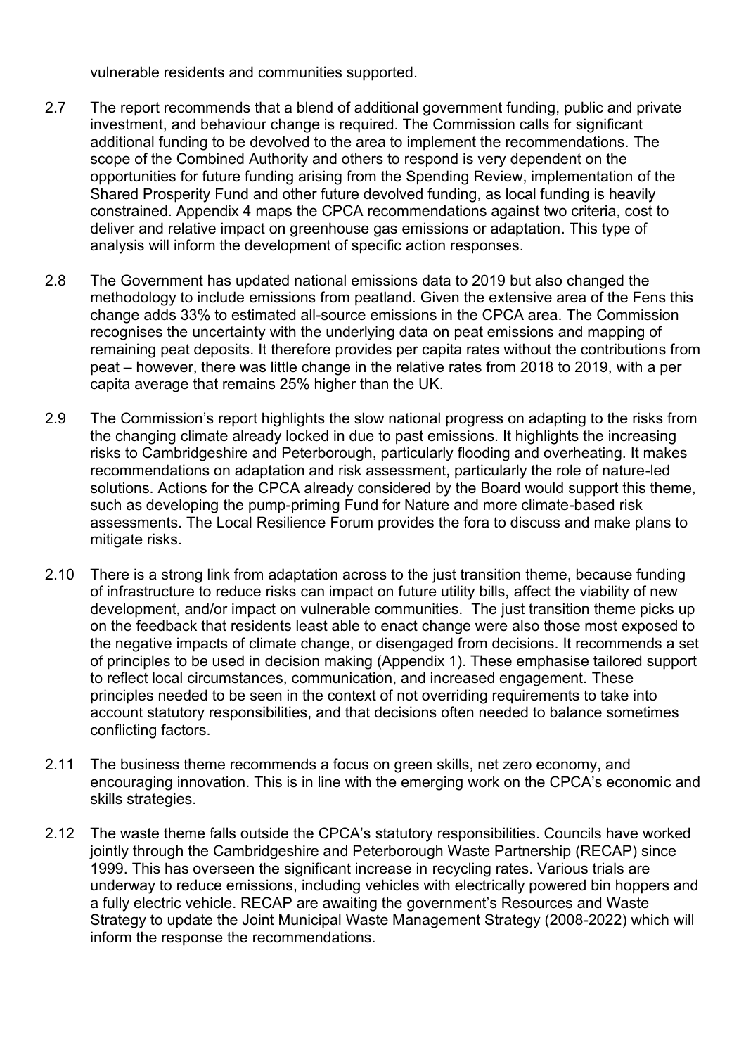vulnerable residents and communities supported.

2.7 The report recommends that a blend of additional government funding, public and private investment, and behaviour change is required. The Commission calls for significant additional funding to be devolved to the area to implement the recommendations. The scope of the Combined Authority and others to respond is very dependent on the opportunities for future funding arising from the Spending Review, implementation of the Shared Prosperity Fund and other future devolved funding, as local funding is heavily constrained. Appendix 4 maps the CPCA recommendations against two criteria, cost to deliver and relative impact on greenhouse gas emissions or adaptation. This type of analysis will inform the development of specific action responses.

2.8 The Government has updated national emissions data to 2019 but also changed the methodology to include emissions from peatland. Given the extensive area of the Fens this change adds 33% to estimated all-source emissions in the CPCA area. The Commission recognises the uncertainty with the underlying data on peat emissions and mapping of remaining peat deposits. It therefore provides per capita rates without the contributions from peat – however, there was little change in the relative rates from 2018 to 2019, with a per capita average that remains 25% higher than the UK.

2.9 The Commission's report highlights the slow national progress on adapting to the risks from the changing climate already locked in due to past emissions. It highlights the increasing risks to Cambridgeshire and Peterborough, particularly flooding and overheating. It makes recommendations on adaptation and risk assessment, particularly the role of nature-led solutions. Actions for the CPCA already considered by the Board would support this theme, such as developing the pump-priming Fund for Nature and more climate-based risk assessments. The Local Resilience Forum provides the fora to discuss and make plans to mitigate risks.

2.10 There is a strong link from adaptation across to the just transition theme, because funding of infrastructure to reduce risks can impact on future utility bills, affect the viability of new development, and/or impact on vulnerable communities. The just transition theme picks up on the feedback that residents least able to enact change were also those most exposed to the negative impacts of climate change, or disengaged from decisions. It recommends a set of principles to be used in decision making (Appendix 1). These emphasise tailored support to reflect local circumstances, communication, and increased engagement. These principles needed to be seen in the context of not overriding requirements to take into account statutory responsibilities, and that decisions often needed to balance sometimes conflicting factors.

2.11 The business theme recommends a focus on green skills, net zero economy, and encouraging innovation. This is in line with the emerging work on the CPCA's economic and skills strategies.

2.12 The waste theme falls outside the CPCA's statutory responsibilities. Councils have worked jointly through the Cambridgeshire and Peterborough Waste Partnership (RECAP) since 1999. This has overseen the significant increase in recycling rates. Various trials are underway to reduce emissions, including vehicles with electrically powered bin hoppers and a fully electric vehicle. RECAP are awaiting the government's Resources and Waste Strategy to update the Joint Municipal Waste Management Strategy (2008-2022) which will inform the response the recommendations.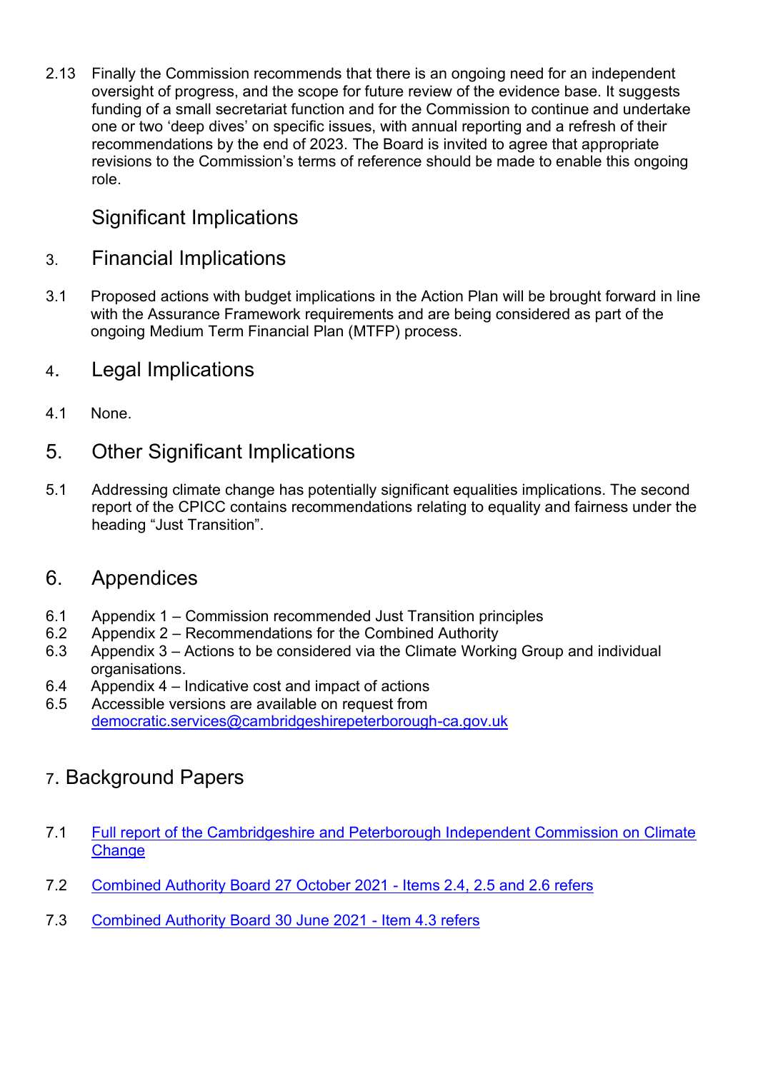2.13 Finally the Commission recommends that there is an ongoing need for an independent oversight of progress, and the scope for future review of the evidence base. It suggests funding of a small secretariat function and for the Commission to continue and undertake one or two 'deep dives' on specific issues, with annual reporting and a refresh of their recommendations by the end of 2023. The Board is invited to agree that appropriate revisions to the Commission's terms of reference should be made to enable this ongoing role.

## Significant Implications

## 3. Financial Implications

3.1 Proposed actions with budget implications in the Action Plan will be brought forward in line with the Assurance Framework requirements and are being considered as part of the ongoing Medium Term Financial Plan (MTFP) process.

## 4. Legal Implications

4.1 None.

## 5. Other Significant Implications

5.1 Addressing climate change has potentially significant equalities implications. The second report of the CPICC contains recommendations relating to equality and fairness under the heading "Just Transition".

## 6. Appendices

6.1 Appendix 1 – Commission recommended Just Transition principles
6.2 Appendix 2 – Recommendations for the Combined Authority
6.3 Appendix 3 – Actions to be considered via the Climate Working Group and individual organisations.
6.4 Appendix 4 – Indicative cost and impact of actions
6.5 Accessible versions are available on request from democratic.services@cambridgeshirepeterborough-ca.gov.uk

## 7. Background Papers

7.1 Full report of the Cambridgeshire and Peterborough Independent Commission on Climate Change

7.2 Combined Authority Board 27 October 2021 - Items 2.4, 2.5 and 2.6 refers

7.3 Combined Authority Board 30 June 2021 - Item 4.3 refers